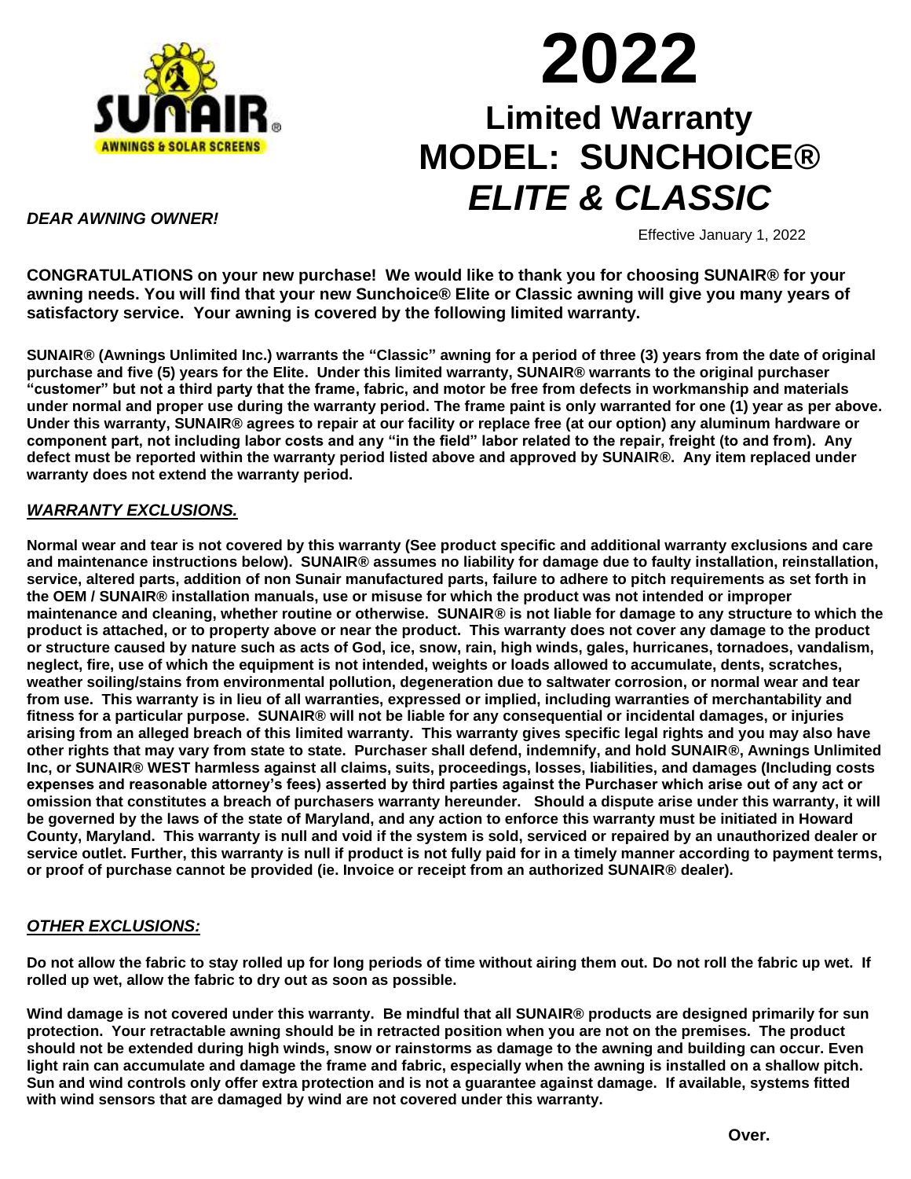# 2022

## Limited Warranty MODEL: SUNCHOICE® *ELITE & CLASSIC*

***DEAR AWNING OWNER!***

Effective January 1, 2022

**CONGRATULATIONS on your new purchase! We would like to thank you for choosing SUNAIR® for your awning needs. You will find that your new Sunchoice® Elite or Classic awning will give you many years of satisfactory service. Your awning is covered by the following limited warranty.**

**SUNAIR® (Awnings Unlimited Inc.) warrants the "Classic" awning for a period of three (3) years from the date of original purchase and five (5) years for the Elite. Under this limited warranty, SUNAIR® warrants to the original purchaser "customer" but not a third party that the frame, fabric, and motor be free from defects in workmanship and materials under normal and proper use during the warranty period. The frame paint is only warranted for one (1) year as per above. Under this warranty, SUNAIR® agrees to repair at our facility or replace free (at our option) any aluminum hardware or component part, not including labor costs and any "in the field" labor related to the repair, freight (to and from). Any defect must be reported within the warranty period listed above and approved by SUNAIR®. Any item replaced under warranty does not extend the warranty period.**

### ***WARRANTY EXCLUSIONS.***

**Normal wear and tear is not covered by this warranty (See product specific and additional warranty exclusions and care and maintenance instructions below). SUNAIR® assumes no liability for damage due to faulty installation, reinstallation, service, altered parts, addition of non Sunair manufactured parts, failure to adhere to pitch requirements as set forth in the OEM / SUNAIR® installation manuals, use or misuse for which the product was not intended or improper maintenance and cleaning, whether routine or otherwise. SUNAIR® is not liable for damage to any structure to which the product is attached, or to property above or near the product. This warranty does not cover any damage to the product or structure caused by nature such as acts of God, ice, snow, rain, high winds, gales, hurricanes, tornadoes, vandalism, neglect, fire, use of which the equipment is not intended, weights or loads allowed to accumulate, dents, scratches, weather soiling/stains from environmental pollution, degeneration due to saltwater corrosion, or normal wear and tear from use. This warranty is in lieu of all warranties, expressed or implied, including warranties of merchantability and fitness for a particular purpose. SUNAIR® will not be liable for any consequential or incidental damages, or injuries arising from an alleged breach of this limited warranty. This warranty gives specific legal rights and you may also have other rights that may vary from state to state. Purchaser shall defend, indemnify, and hold SUNAIR®, Awnings Unlimited Inc, or SUNAIR® WEST harmless against all claims, suits, proceedings, losses, liabilities, and damages (Including costs expenses and reasonable attorney's fees) asserted by third parties against the Purchaser which arise out of any act or omission that constitutes a breach of purchasers warranty hereunder. Should a dispute arise under this warranty, it will be governed by the laws of the state of Maryland, and any action to enforce this warranty must be initiated in Howard County, Maryland. This warranty is null and void if the system is sold, serviced or repaired by an unauthorized dealer or service outlet. Further, this warranty is null if product is not fully paid for in a timely manner according to payment terms, or proof of purchase cannot be provided (ie. Invoice or receipt from an authorized SUNAIR® dealer).**

### ***OTHER EXCLUSIONS:***

**Do not allow the fabric to stay rolled up for long periods of time without airing them out. Do not roll the fabric up wet. If rolled up wet, allow the fabric to dry out as soon as possible.**

**Wind damage is not covered under this warranty. Be mindful that all SUNAIR® products are designed primarily for sun protection. Your retractable awning should be in retracted position when you are not on the premises. The product should not be extended during high winds, snow or rainstorms as damage to the awning and building can occur. Even light rain can accumulate and damage the frame and fabric, especially when the awning is installed on a shallow pitch. Sun and wind controls only offer extra protection and is not a guarantee against damage. If available, systems fitted with wind sensors that are damaged by wind are not covered under this warranty.**

**Over.**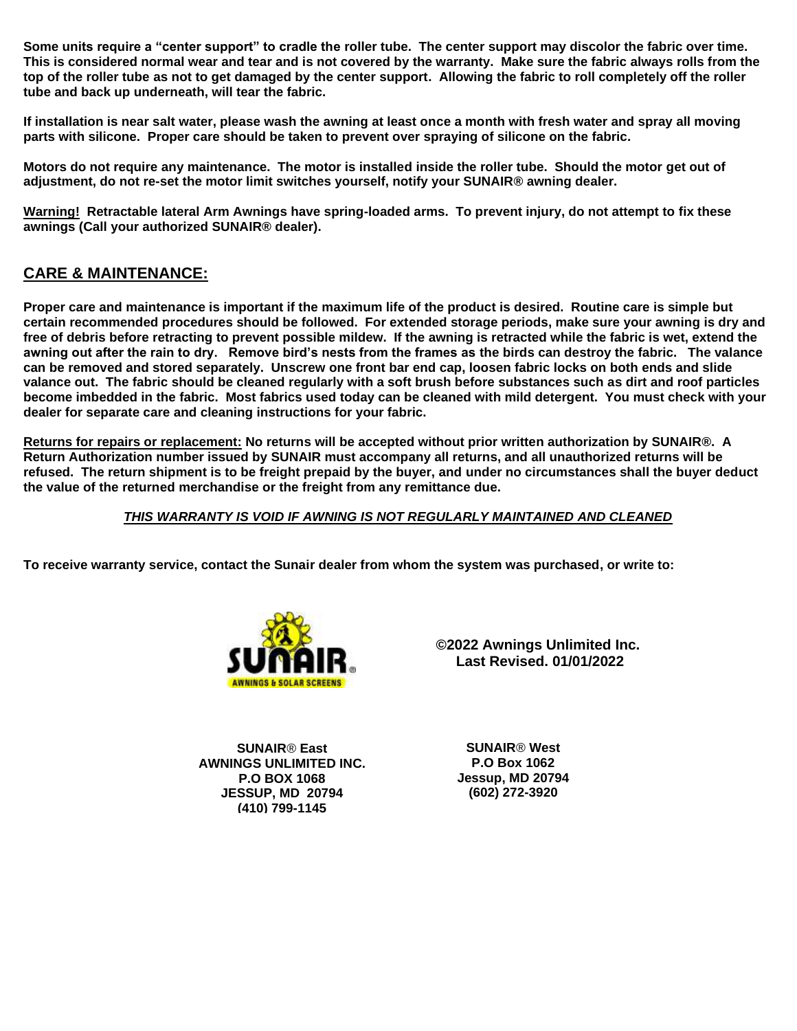**Some units require a "center support" to cradle the roller tube. The center support may discolor the fabric over time. This is considered normal wear and tear and is not covered by the warranty. Make sure the fabric always rolls from the top of the roller tube as not to get damaged by the center support. Allowing the fabric to roll completely off the roller tube and back up underneath, will tear the fabric.**

**If installation is near salt water, please wash the awning at least once a month with fresh water and spray all moving parts with silicone. Proper care should be taken to prevent over spraying of silicone on the fabric.**

**Motors do not require any maintenance. The motor is installed inside the roller tube. Should the motor get out of adjustment, do not re-set the motor limit switches yourself, notify your SUNAIR® awning dealer.**

**Warning! Retractable lateral Arm Awnings have spring-loaded arms. To prevent injury, do not attempt to fix these awnings (Call your authorized SUNAIR® dealer).**

## CARE & MAINTENANCE:

**Proper care and maintenance is important if the maximum life of the product is desired. Routine care is simple but certain recommended procedures should be followed. For extended storage periods, make sure your awning is dry and free of debris before retracting to prevent possible mildew. If the awning is retracted while the fabric is wet, extend the awning out after the rain to dry. Remove bird's nests from the frames as the birds can destroy the fabric. The valance can be removed and stored separately. Unscrew one front bar end cap, loosen fabric locks on both ends and slide valance out. The fabric should be cleaned regularly with a soft brush before substances such as dirt and roof particles become imbedded in the fabric. Most fabrics used today can be cleaned with mild detergent. You must check with your dealer for separate care and cleaning instructions for your fabric.**

**Returns for repairs or replacement: No returns will be accepted without prior written authorization by SUNAIR®. A Return Authorization number issued by SUNAIR must accompany all returns, and all unauthorized returns will be refused. The return shipment is to be freight prepaid by the buyer, and under no circumstances shall the buyer deduct the value of the returned merchandise or the freight from any remittance due.**

***THIS WARRANTY IS VOID IF AWNING IS NOT REGULARLY MAINTAINED AND CLEANED***

**To receive warranty service, contact the Sunair dealer from whom the system was purchased, or write to:**

SUNAIR® AWNINGS & SOLAR SCREENS

**©2022 Awnings Unlimited Inc.**
**Last Revised. 01/01/2022**

**SUNAIR® East**
**AWNINGS UNLIMITED INC.**
**P.O BOX 1068**
**JESSUP, MD 20794**
**(410) 799-1145**

**SUNAIR® West**
**P.O Box 1062**
**Jessup, MD 20794**
**(602) 272-3920**